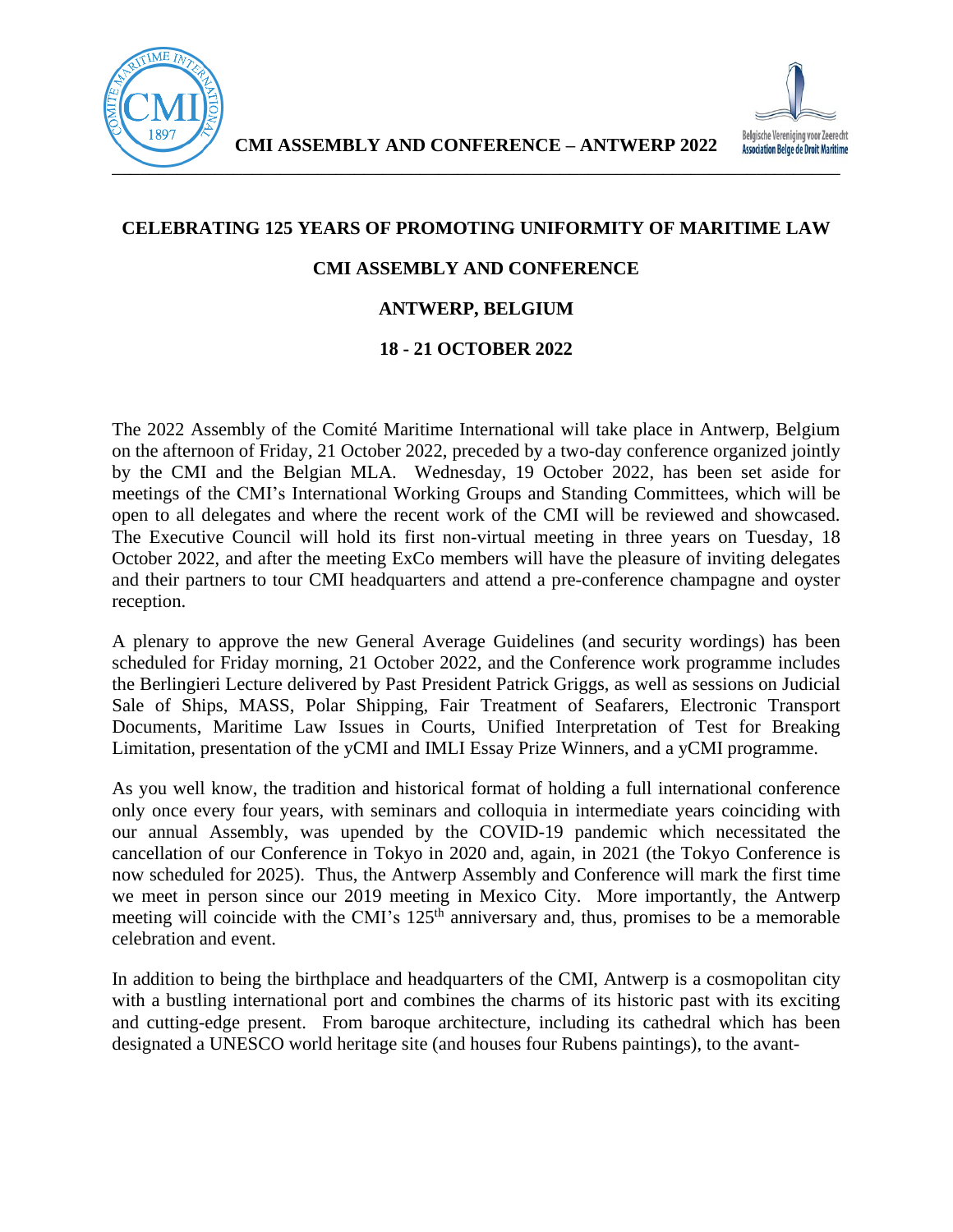**CMI ASSEMBLY AND CONFERENCE – ANTWERP 2022**

## CELEBRATING 125 YEARS OF PROMOTING UNIFORMITY OF MARITIME LAW

## CMI ASSEMBLY AND CONFERENCE

## ANTWERP, BELGIUM

## 18 - 21 OCTOBER 2022

The 2022 Assembly of the Comité Maritime International will take place in Antwerp, Belgium on the afternoon of Friday, 21 October 2022, preceded by a two-day conference organized jointly by the CMI and the Belgian MLA. Wednesday, 19 October 2022, has been set aside for meetings of the CMI's International Working Groups and Standing Committees, which will be open to all delegates and where the recent work of the CMI will be reviewed and showcased. The Executive Council will hold its first non-virtual meeting in three years on Tuesday, 18 October 2022, and after the meeting ExCo members will have the pleasure of inviting delegates and their partners to tour CMI headquarters and attend a pre-conference champagne and oyster reception.

A plenary to approve the new General Average Guidelines (and security wordings) has been scheduled for Friday morning, 21 October 2022, and the Conference work programme includes the Berlingieri Lecture delivered by Past President Patrick Griggs, as well as sessions on Judicial Sale of Ships, MASS, Polar Shipping, Fair Treatment of Seafarers, Electronic Transport Documents, Maritime Law Issues in Courts, Unified Interpretation of Test for Breaking Limitation, presentation of the yCMI and IMLI Essay Prize Winners, and a yCMI programme.

As you well know, the tradition and historical format of holding a full international conference only once every four years, with seminars and colloquia in intermediate years coinciding with our annual Assembly, was upended by the COVID-19 pandemic which necessitated the cancellation of our Conference in Tokyo in 2020 and, again, in 2021 (the Tokyo Conference is now scheduled for 2025). Thus, the Antwerp Assembly and Conference will mark the first time we meet in person since our 2019 meeting in Mexico City. More importantly, the Antwerp meeting will coincide with the CMI's 125th anniversary and, thus, promises to be a memorable celebration and event.

In addition to being the birthplace and headquarters of the CMI, Antwerp is a cosmopolitan city with a bustling international port and combines the charms of its historic past with its exciting and cutting-edge present. From baroque architecture, including its cathedral which has been designated a UNESCO world heritage site (and houses four Rubens paintings), to the avant-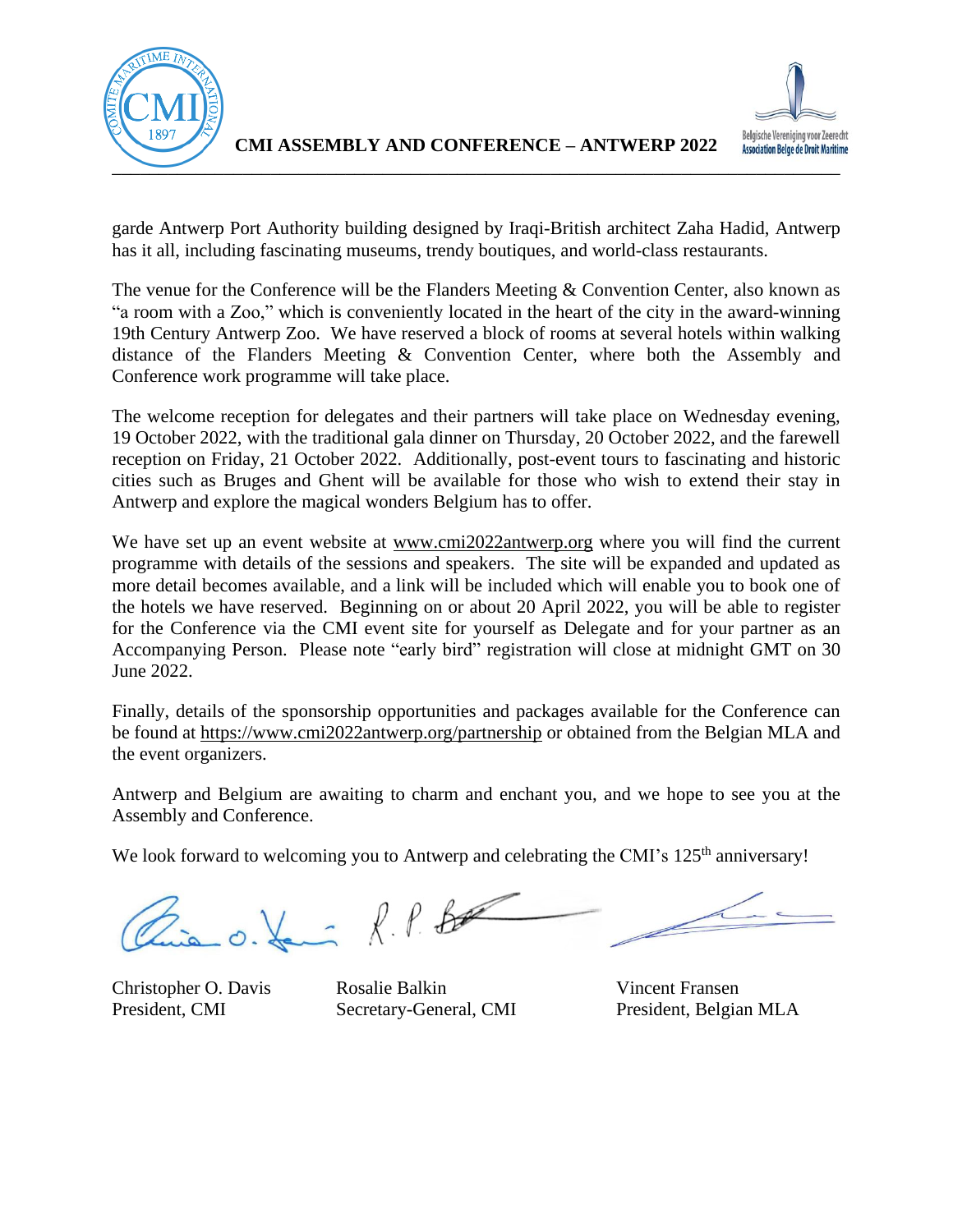garde Antwerp Port Authority building designed by Iraqi-British architect Zaha Hadid, Antwerp has it all, including fascinating museums, trendy boutiques, and world-class restaurants.

The venue for the Conference will be the Flanders Meeting & Convention Center, also known as "a room with a Zoo," which is conveniently located in the heart of the city in the award-winning 19th Century Antwerp Zoo. We have reserved a block of rooms at several hotels within walking distance of the Flanders Meeting & Convention Center, where both the Assembly and Conference work programme will take place.

The welcome reception for delegates and their partners will take place on Wednesday evening, 19 October 2022, with the traditional gala dinner on Thursday, 20 October 2022, and the farewell reception on Friday, 21 October 2022. Additionally, post-event tours to fascinating and historic cities such as Bruges and Ghent will be available for those who wish to extend their stay in Antwerp and explore the magical wonders Belgium has to offer.

We have set up an event website at www.cmi2022antwerp.org where you will find the current programme with details of the sessions and speakers. The site will be expanded and updated as more detail becomes available, and a link will be included which will enable you to book one of the hotels we have reserved. Beginning on or about 20 April 2022, you will be able to register for the Conference via the CMI event site for yourself as Delegate and for your partner as an Accompanying Person. Please note "early bird" registration will close at midnight GMT on 30 June 2022.

Finally, details of the sponsorship opportunities and packages available for the Conference can be found at https://www.cmi2022antwerp.org/partnership or obtained from the Belgian MLA and the event organizers.

Antwerp and Belgium are awaiting to charm and enchant you, and we hope to see you at the Assembly and Conference.

We look forward to welcoming you to Antwerp and celebrating the CMI's 125th anniversary!

Christopher O. Davis
President, CMI

Rosalie Balkin
Secretary-General, CMI

Vincent Fransen
President, Belgian MLA